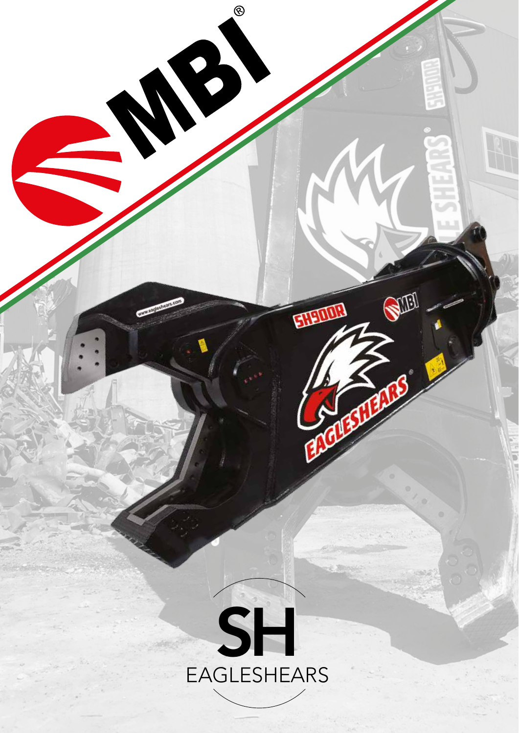# MBI®

## SH

### EAGLESHEARS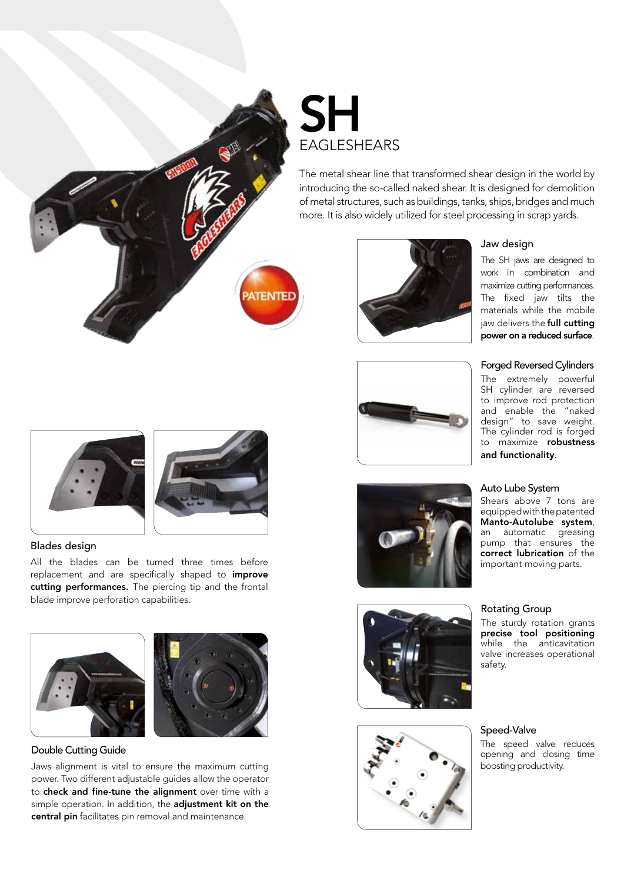# SH

EAGLESHEARS

The metal shear line that transformed shear design in the world by introducing the so-called naked shear. It is designed for demolition of metal structures, such as buildings, tanks, ships, bridges and much more. It is also widely utilized for steel processing in scrap yards.

### Jaw design

The SH jaws are designed to work in combination and maximize cutting performances. The fixed jaw tilts the materials while the mobile jaw delivers the **full cutting power on a reduced surface**.

### Forged Reversed Cylinders

The extremely powerful SH cylinder are reversed to improve rod protection and enable the "naked design" to save weight. The cylinder rod is forged to maximize **robustness and functionality**.

### Auto Lube System

Shears above 7 tons are equipped with the patented **Manto-Autolube system**, an automatic greasing pump that ensures the **correct lubrication** of the important moving parts.

### Rotating Group

The sturdy rotation grants **precise tool positioning** while the anticavitation valve increases operational safety.

### Speed-Valve

The speed valve reduces opening and closing time boosting productivity.

### Blades design

All the blades can be turned three times before replacement and are specifically shaped to **improve cutting performances.** The piercing tip and the frontal blade improve perforation capabilities.

### Double Cutting Guide

Jaws alignment is vital to ensure the maximum cutting power. Two different adjustable guides allow the operator to **check and fine-tune the alignment** over time with a simple operation. In addition, the **adjustment kit on the central pin** facilitates pin removal and maintenance.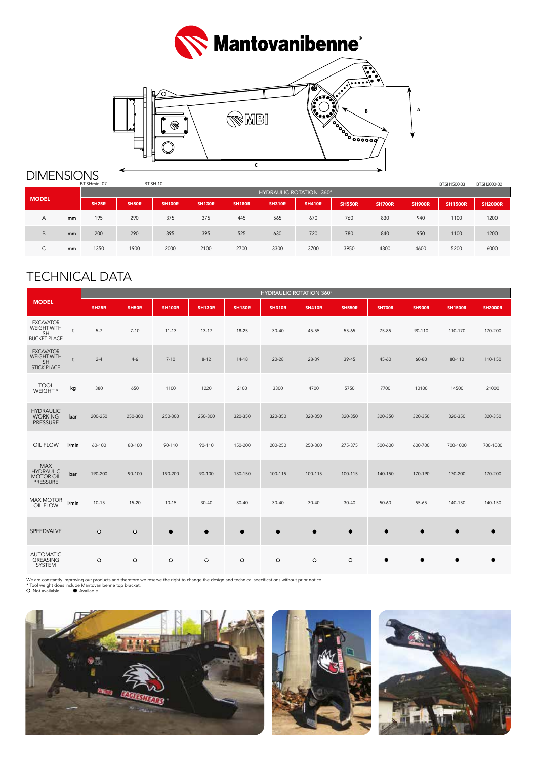# Mantovanibenne

## DIMENSIONS

BT.SHmini.07 BT.SH.10 BT.SH1500.03 BT.SH2000.02

| MODEL | | HYDRAULIC ROTATION 360° | | | | | | | | | | | |
|---|---|---|---|---|---|---|---|---|---|---|---|---|---|
| | | SH25R | SH50R | SH100R | SH130R | SH180R | SH310R | SH410R | SH550R | SH700R | SH900R | SH1500R | SH2000R |
| A | mm | 195 | 290 | 375 | 375 | 445 | 565 | 670 | 760 | 830 | 940 | 1100 | 1200 |
| B | mm | 200 | 290 | 395 | 395 | 525 | 630 | 720 | 780 | 840 | 950 | 1100 | 1200 |
| C | mm | 1350 | 1900 | 2000 | 2100 | 2700 | 3300 | 3700 | 3950 | 4300 | 4600 | 5200 | 6000 |

## TECHNICAL DATA

| MODEL | | HYDRAULIC ROTATION 360° | | | | | | | | | | | |
|---|---|---|---|---|---|---|---|---|---|---|---|---|---|
| | | SH25R | SH50R | SH100R | SH130R | SH180R | SH310R | SH410R | SH550R | SH700R | SH900R | SH1500R | SH2000R |
| EXCAVATOR WEIGHT WITH SH BUCKET PLACE | t | 5-7 | 7-10 | 11-13 | 13-17 | 18-25 | 30-40 | 45-55 | 55-65 | 75-85 | 90-110 | 110-170 | 170-200 |
| EXCAVATOR WEIGHT WITH SH STICK PLACE | t | 2-4 | 4-6 | 7-10 | 8-12 | 14-18 | 20-28 | 28-39 | 39-45 | 45-60 | 60-80 | 80-110 | 110-150 |
| TOOL WEIGHT * | kg | 380 | 650 | 1100 | 1220 | 2100 | 3300 | 4700 | 5750 | 7700 | 10100 | 14500 | 21000 |
| HYDRAULIC WORKING PRESSURE | bar | 200-250 | 250-300 | 250-300 | 250-300 | 320-350 | 320-350 | 320-350 | 320-350 | 320-350 | 320-350 | 320-350 | 320-350 |
| OIL FLOW | l/min | 60-100 | 80-100 | 90-110 | 90-110 | 150-200 | 200-250 | 250-300 | 275-375 | 500-600 | 600-700 | 700-1000 | 700-1000 |
| MAX HYDRAULIC MOTOR OIL PRESSURE | bar | 190-200 | 90-100 | 190-200 | 90-100 | 130-150 | 100-115 | 100-115 | 100-115 | 140-150 | 170-190 | 170-200 | 170-200 |
| MAX MOTOR OIL FLOW | l/min | 10-15 | 15-20 | 10-15 | 30-40 | 30-40 | 30-40 | 30-40 | 30-40 | 50-60 | 55-65 | 140-150 | 140-150 |
| SPEEDVALVE | | ○ | ○ | ● | ● | ● | ● | ● | ● | ● | ● | ● | ● |
| AUTOMATIC GREASING SYSTEM | | ○ | ○ | ○ | ○ | ○ | ○ | ○ | ○ | ● | ● | ● | ● |

We are constantly improving our products and therefore we reserve the right to change the design and technical specifications without prior notice.
* Tool weight does include Mantovanibenne top bracket.
○ Not available ● Available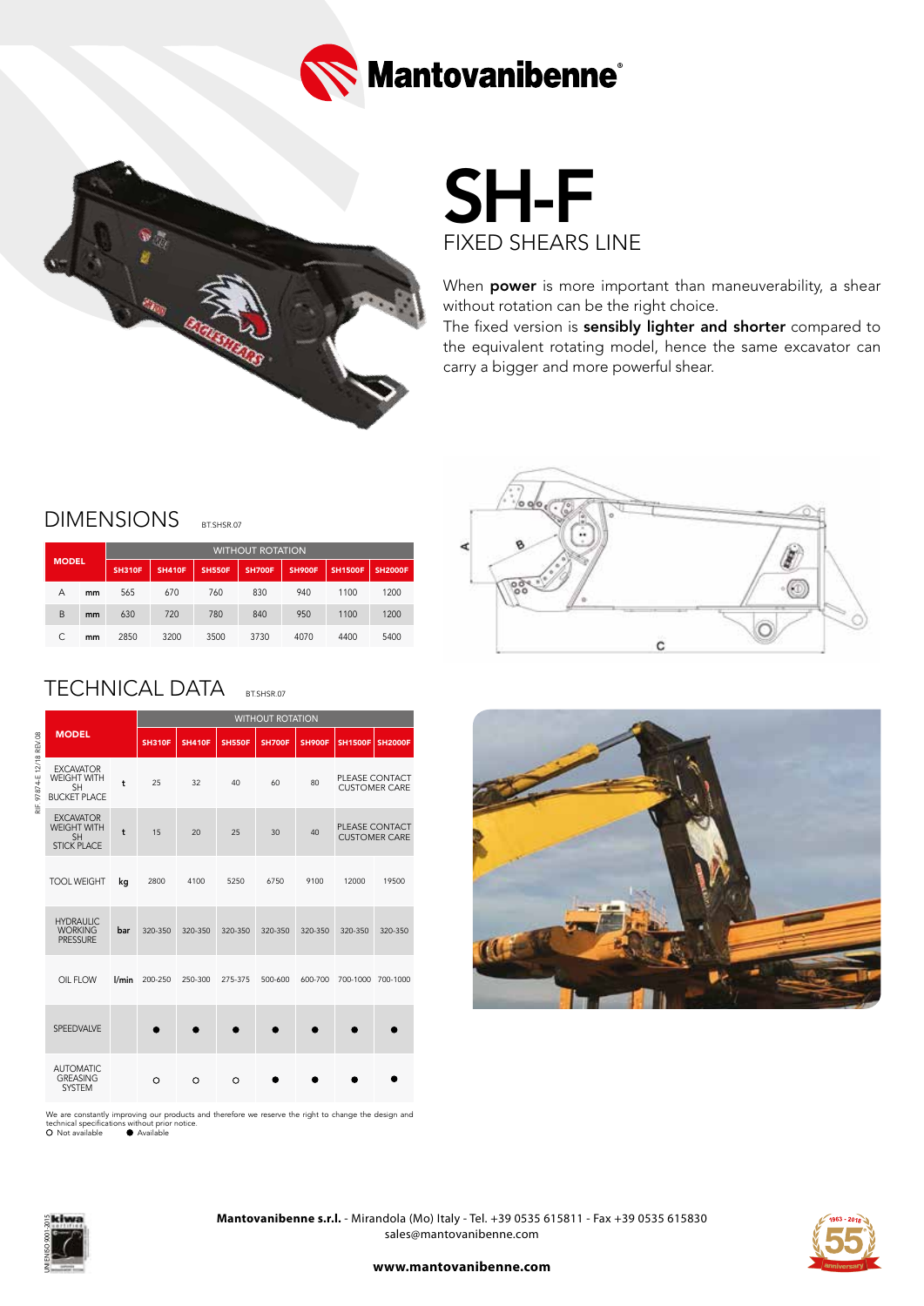# SH-F

## FIXED SHEARS LINE

When **power** is more important than maneuverability, a shear without rotation can be the right choice.
The fixed version is **sensibly lighter and shorter** compared to the equivalent rotating model, hence the same excavator can carry a bigger and more powerful shear.

## DIMENSIONS

BT.SHSR.07

| MODEL | | WITHOUT ROTATION | | | | | | |
|---|---|---|---|---|---|---|---|---|
| | | SH310F | SH410F | SH550F | SH700F | SH900F | SH1500F | SH2000F |
| A | mm | 565 | 670 | 760 | 830 | 940 | 1100 | 1200 |
| B | mm | 630 | 720 | 780 | 840 | 950 | 1100 | 1200 |
| C | mm | 2850 | 3200 | 3500 | 3730 | 4070 | 4400 | 5400 |

## TECHNICAL DATA

BT.SHSR.07

| MODEL | | WITHOUT ROTATION | | | | | | |
|---|---|---|---|---|---|---|---|---|
| | | SH310F | SH410F | SH550F | SH700F | SH900F | SH1500F | SH2000F |
| EXCAVATOR WEIGHT WITH SH BUCKET PLACE | t | 25 | 32 | 40 | 60 | 80 | PLEASE CONTACT CUSTOMER CARE | |
| EXCAVATOR WEIGHT WITH SH STICK PLACE | t | 15 | 20 | 25 | 30 | 40 | PLEASE CONTACT CUSTOMER CARE | |
| TOOL WEIGHT | kg | 2800 | 4100 | 5250 | 6750 | 9100 | 12000 | 19500 |
| HYDRAULIC WORKING PRESSURE | bar | 320-350 | 320-350 | 320-350 | 320-350 | 320-350 | 320-350 | 320-350 |
| OIL FLOW | l/min | 200-250 | 250-300 | 275-375 | 500-600 | 600-700 | 700-1000 | 700-1000 |
| SPEEDVALVE | | ● | ● | ● | ● | ● | ● | ● |
| AUTOMATIC GREASING SYSTEM | | ○ | ○ | ○ | ● | ● | ● | ● |

We are constantly improving our products and therefore we reserve the right to change the design and technical specifications without prior notice.
○ Not available ● Available

RIF. 9787/4-E 12/18 REV.08

**Mantovanibenne s.r.l.** - Mirandola (Mo) Italy - Tel. +39 0535 615811 - Fax +39 0535 615830
sales@mantovanibenne.com

**www.mantovanibenne.com**